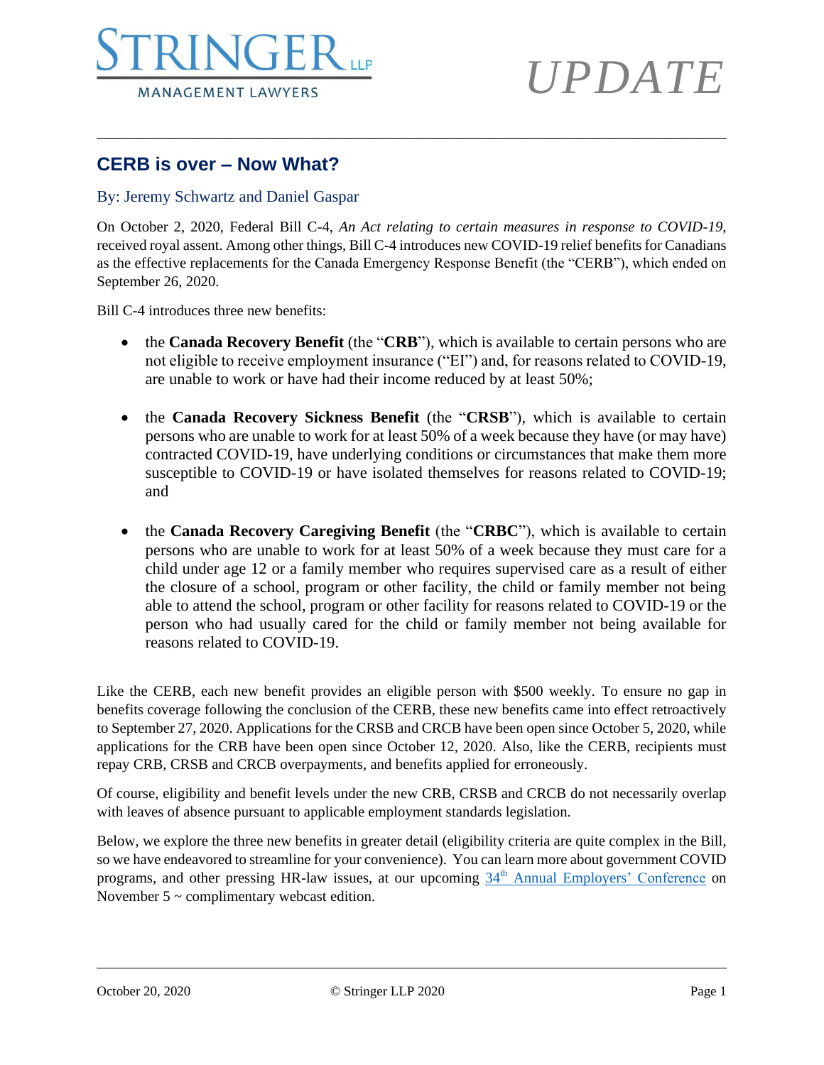# CERB is over – Now What?

By: Jeremy Schwartz and Daniel Gaspar

On October 2, 2020, Federal Bill C-4, *An Act relating to certain measures in response to COVID-19*, received royal assent. Among other things, Bill C-4 introduces new COVID-19 relief benefits for Canadians as the effective replacements for the Canada Emergency Response Benefit (the "CERB"), which ended on September 26, 2020.

Bill C-4 introduces three new benefits:

- the **Canada Recovery Benefit** (the "**CRB**"), which is available to certain persons who are not eligible to receive employment insurance ("EI") and, for reasons related to COVID-19, are unable to work or have had their income reduced by at least 50%;
- the **Canada Recovery Sickness Benefit** (the "**CRSB**"), which is available to certain persons who are unable to work for at least 50% of a week because they have (or may have) contracted COVID-19, have underlying conditions or circumstances that make them more susceptible to COVID-19 or have isolated themselves for reasons related to COVID-19; and
- the **Canada Recovery Caregiving Benefit** (the "**CRBC**"), which is available to certain persons who are unable to work for at least 50% of a week because they must care for a child under age 12 or a family member who requires supervised care as a result of either the closure of a school, program or other facility, the child or family member not being able to attend the school, program or other facility for reasons related to COVID-19 or the person who had usually cared for the child or family member not being available for reasons related to COVID-19.

Like the CERB, each new benefit provides an eligible person with $500 weekly. To ensure no gap in benefits coverage following the conclusion of the CERB, these new benefits came into effect retroactively to September 27, 2020. Applications for the CRSB and CRCB have been open since October 5, 2020, while applications for the CRB have been open since October 12, 2020. Also, like the CERB, recipients must repay CRB, CRSB and CRCB overpayments, and benefits applied for erroneously.

Of course, eligibility and benefit levels under the new CRB, CRSB and CRCB do not necessarily overlap with leaves of absence pursuant to applicable employment standards legislation.

Below, we explore the three new benefits in greater detail (eligibility criteria are quite complex in the Bill, so we have endeavored to streamline for your convenience). You can learn more about government COVID programs, and other pressing HR-law issues, at our upcoming 34th Annual Employers' Conference on November 5 ~ complimentary webcast edition.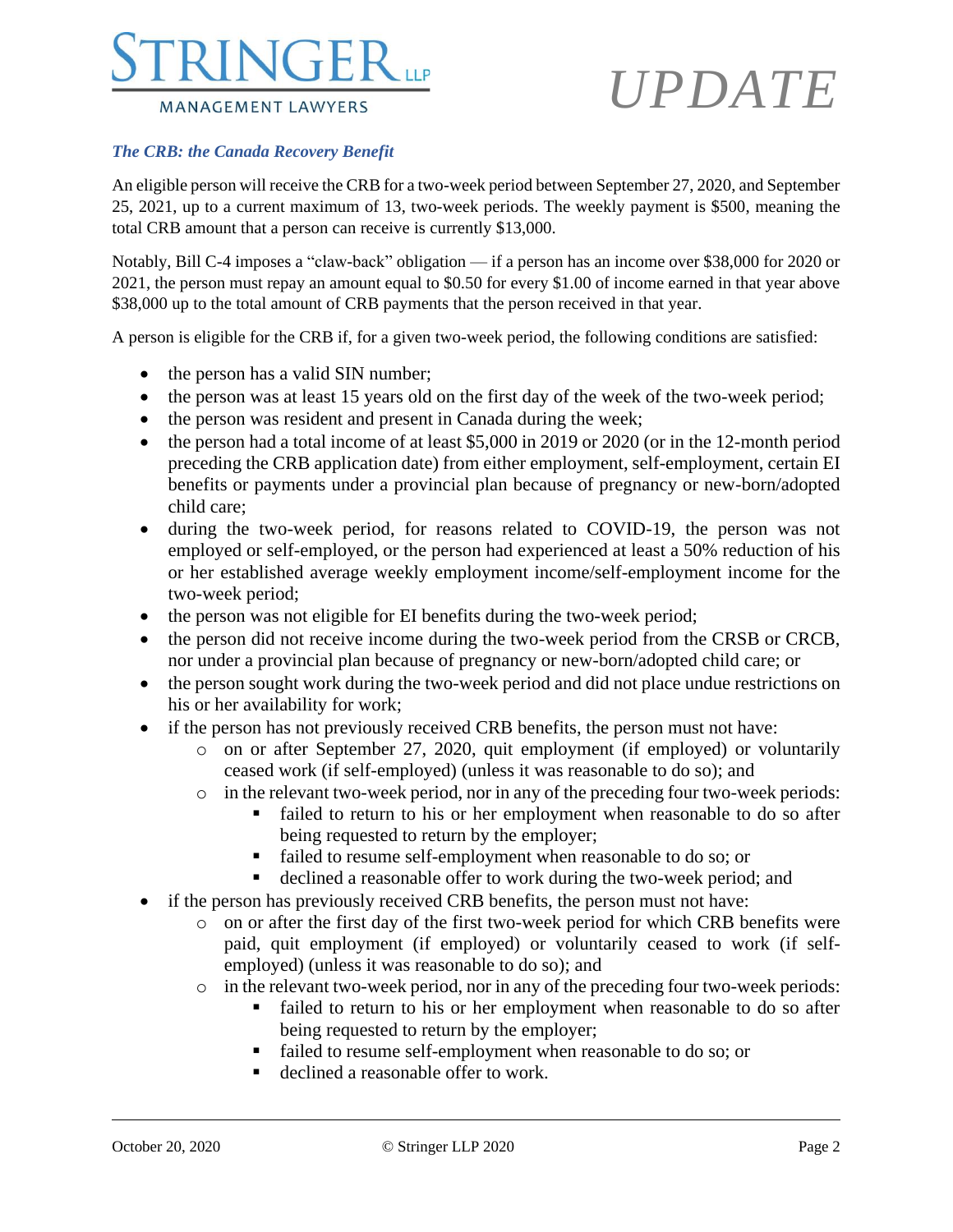### *The CRB: the Canada Recovery Benefit*

An eligible person will receive the CRB for a two-week period between September 27, 2020, and September 25, 2021, up to a current maximum of 13, two-week periods. The weekly payment is $500, meaning the total CRB amount that a person can receive is currently $13,000.

Notably, Bill C-4 imposes a "claw-back" obligation — if a person has an income over $38,000 for 2020 or 2021, the person must repay an amount equal to $0.50 for every $1.00 of income earned in that year above $38,000 up to the total amount of CRB payments that the person received in that year.

A person is eligible for the CRB if, for a given two-week period, the following conditions are satisfied:

- the person has a valid SIN number;
- the person was at least 15 years old on the first day of the week of the two-week period;
- the person was resident and present in Canada during the week;
- the person had a total income of at least $5,000 in 2019 or 2020 (or in the 12-month period preceding the CRB application date) from either employment, self-employment, certain EI benefits or payments under a provincial plan because of pregnancy or new-born/adopted child care;
- during the two-week period, for reasons related to COVID-19, the person was not employed or self-employed, or the person had experienced at least a 50% reduction of his or her established average weekly employment income/self-employment income for the two-week period;
- the person was not eligible for EI benefits during the two-week period;
- the person did not receive income during the two-week period from the CRSB or CRCB, nor under a provincial plan because of pregnancy or new-born/adopted child care; or
- the person sought work during the two-week period and did not place undue restrictions on his or her availability for work;
- if the person has not previously received CRB benefits, the person must not have:
  - on or after September 27, 2020, quit employment (if employed) or voluntarily ceased work (if self-employed) (unless it was reasonable to do so); and
  - in the relevant two-week period, nor in any of the preceding four two-week periods:
    - failed to return to his or her employment when reasonable to do so after being requested to return by the employer;
    - failed to resume self-employment when reasonable to do so; or
    - declined a reasonable offer to work during the two-week period; and
- if the person has previously received CRB benefits, the person must not have:
  - on or after the first day of the first two-week period for which CRB benefits were paid, quit employment (if employed) or voluntarily ceased to work (if self-employed) (unless it was reasonable to do so); and
  - in the relevant two-week period, nor in any of the preceding four two-week periods:
    - failed to return to his or her employment when reasonable to do so after being requested to return by the employer;
    - failed to resume self-employment when reasonable to do so; or
    - declined a reasonable offer to work.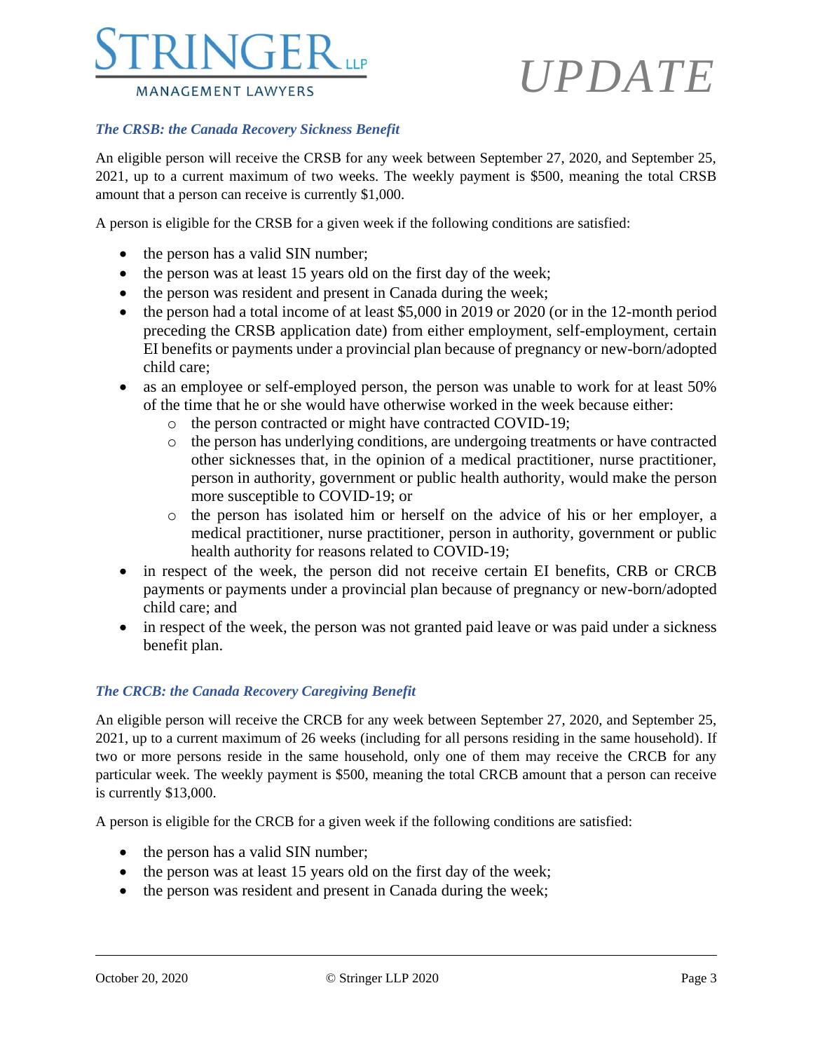### *The CRSB: the Canada Recovery Sickness Benefit*

An eligible person will receive the CRSB for any week between September 27, 2020, and September 25, 2021, up to a current maximum of two weeks. The weekly payment is $500, meaning the total CRSB amount that a person can receive is currently $1,000.

A person is eligible for the CRSB for a given week if the following conditions are satisfied:

- the person has a valid SIN number;
- the person was at least 15 years old on the first day of the week;
- the person was resident and present in Canada during the week;
- the person had a total income of at least $5,000 in 2019 or 2020 (or in the 12-month period preceding the CRSB application date) from either employment, self-employment, certain EI benefits or payments under a provincial plan because of pregnancy or new-born/adopted child care;
- as an employee or self-employed person, the person was unable to work for at least 50% of the time that he or she would have otherwise worked in the week because either:
  - the person contracted or might have contracted COVID-19;
  - the person has underlying conditions, are undergoing treatments or have contracted other sicknesses that, in the opinion of a medical practitioner, nurse practitioner, person in authority, government or public health authority, would make the person more susceptible to COVID-19; or
  - the person has isolated him or herself on the advice of his or her employer, a medical practitioner, nurse practitioner, person in authority, government or public health authority for reasons related to COVID-19;
- in respect of the week, the person did not receive certain EI benefits, CRB or CRCB payments or payments under a provincial plan because of pregnancy or new-born/adopted child care; and
- in respect of the week, the person was not granted paid leave or was paid under a sickness benefit plan.

### *The CRCB: the Canada Recovery Caregiving Benefit*

An eligible person will receive the CRCB for any week between September 27, 2020, and September 25, 2021, up to a current maximum of 26 weeks (including for all persons residing in the same household). If two or more persons reside in the same household, only one of them may receive the CRCB for any particular week. The weekly payment is $500, meaning the total CRCB amount that a person can receive is currently $13,000.

A person is eligible for the CRCB for a given week if the following conditions are satisfied:

- the person has a valid SIN number;
- the person was at least 15 years old on the first day of the week;
- the person was resident and present in Canada during the week;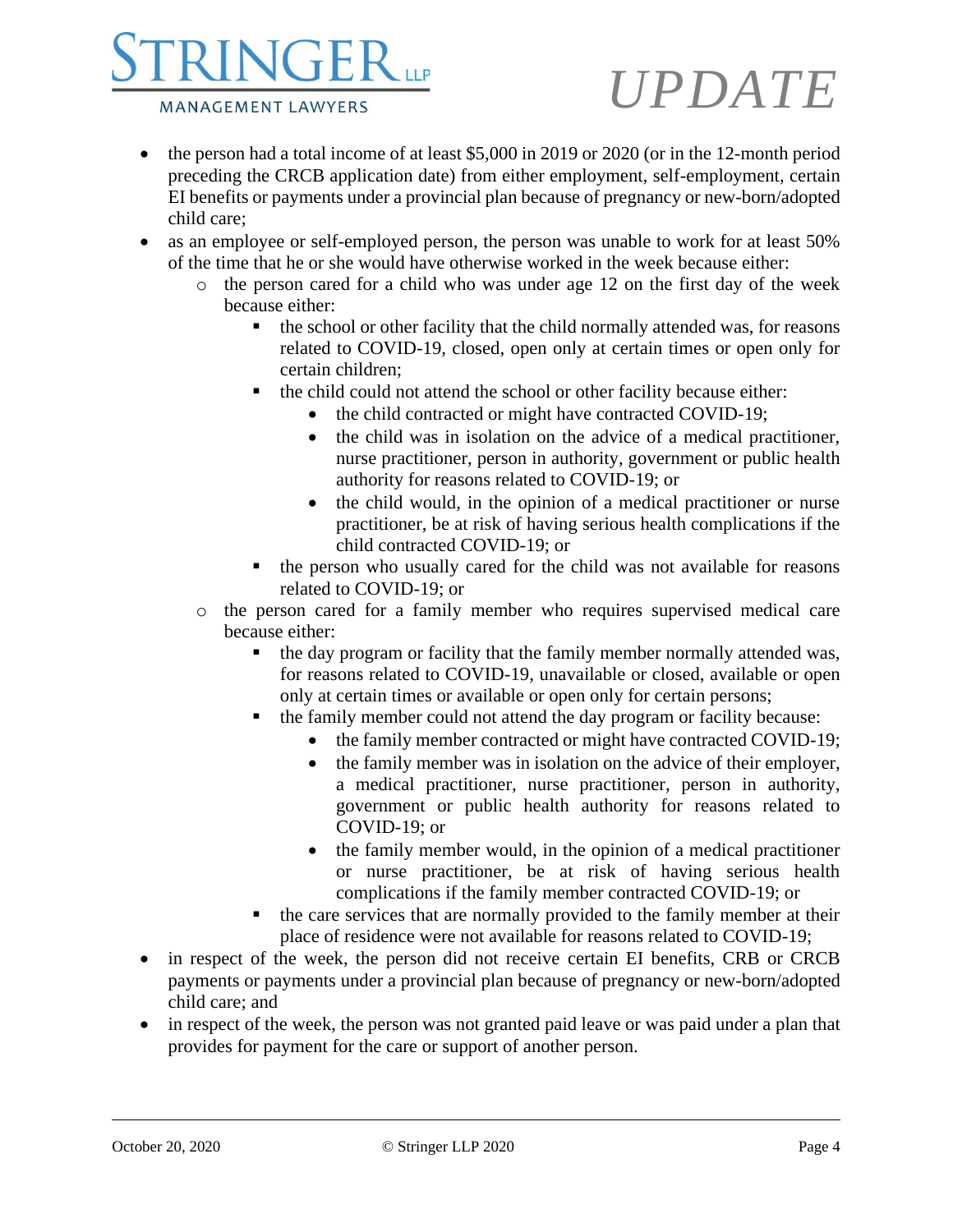- the person had a total income of at least $5,000 in 2019 or 2020 (or in the 12-month period preceding the CRCB application date) from either employment, self-employment, certain EI benefits or payments under a provincial plan because of pregnancy or new-born/adopted child care;
- as an employee or self-employed person, the person was unable to work for at least 50% of the time that he or she would have otherwise worked in the week because either:
  - the person cared for a child who was under age 12 on the first day of the week because either:
    - the school or other facility that the child normally attended was, for reasons related to COVID-19, closed, open only at certain times or open only for certain children;
    - the child could not attend the school or other facility because either:
      - the child contracted or might have contracted COVID-19;
      - the child was in isolation on the advice of a medical practitioner, nurse practitioner, person in authority, government or public health authority for reasons related to COVID-19; or
      - the child would, in the opinion of a medical practitioner or nurse practitioner, be at risk of having serious health complications if the child contracted COVID-19; or
    - the person who usually cared for the child was not available for reasons related to COVID-19; or
  - the person cared for a family member who requires supervised medical care because either:
    - the day program or facility that the family member normally attended was, for reasons related to COVID-19, unavailable or closed, available or open only at certain times or available or open only for certain persons;
    - the family member could not attend the day program or facility because:
      - the family member contracted or might have contracted COVID-19;
      - the family member was in isolation on the advice of their employer, a medical practitioner, nurse practitioner, person in authority, government or public health authority for reasons related to COVID-19; or
      - the family member would, in the opinion of a medical practitioner or nurse practitioner, be at risk of having serious health complications if the family member contracted COVID-19; or
    - the care services that are normally provided to the family member at their place of residence were not available for reasons related to COVID-19;
- in respect of the week, the person did not receive certain EI benefits, CRB or CRCB payments or payments under a provincial plan because of pregnancy or new-born/adopted child care; and
- in respect of the week, the person was not granted paid leave or was paid under a plan that provides for payment for the care or support of another person.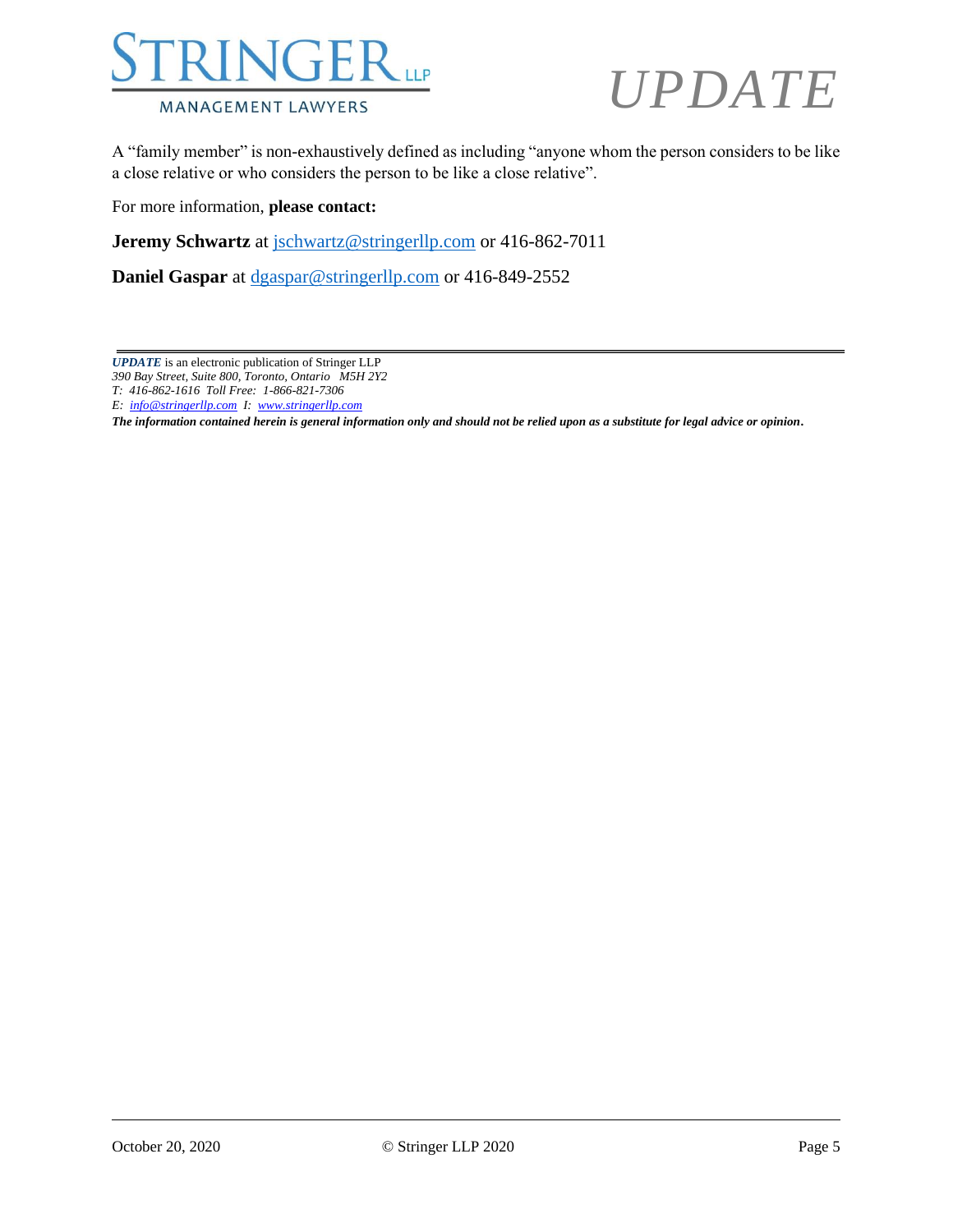A "family member" is non-exhaustively defined as including "anyone whom the person considers to be like a close relative or who considers the person to be like a close relative".

For more information, **please contact:**

**Jeremy Schwartz** at jschwartz@stringerllp.com or 416-862-7011

**Daniel Gaspar** at dgaspar@stringerllp.com or 416-849-2552

---

***UPDATE*** is an electronic publication of Stringer LLP
*390 Bay Street, Suite 800, Toronto, Ontario M5H 2Y2*
*T: 416-862-1616 Toll Free: 1-866-821-7306*
*E: info@stringerllp.com I: www.stringerllp.com*
***The information contained herein is general information only and should not be relied upon as a substitute for legal advice or opinion.***